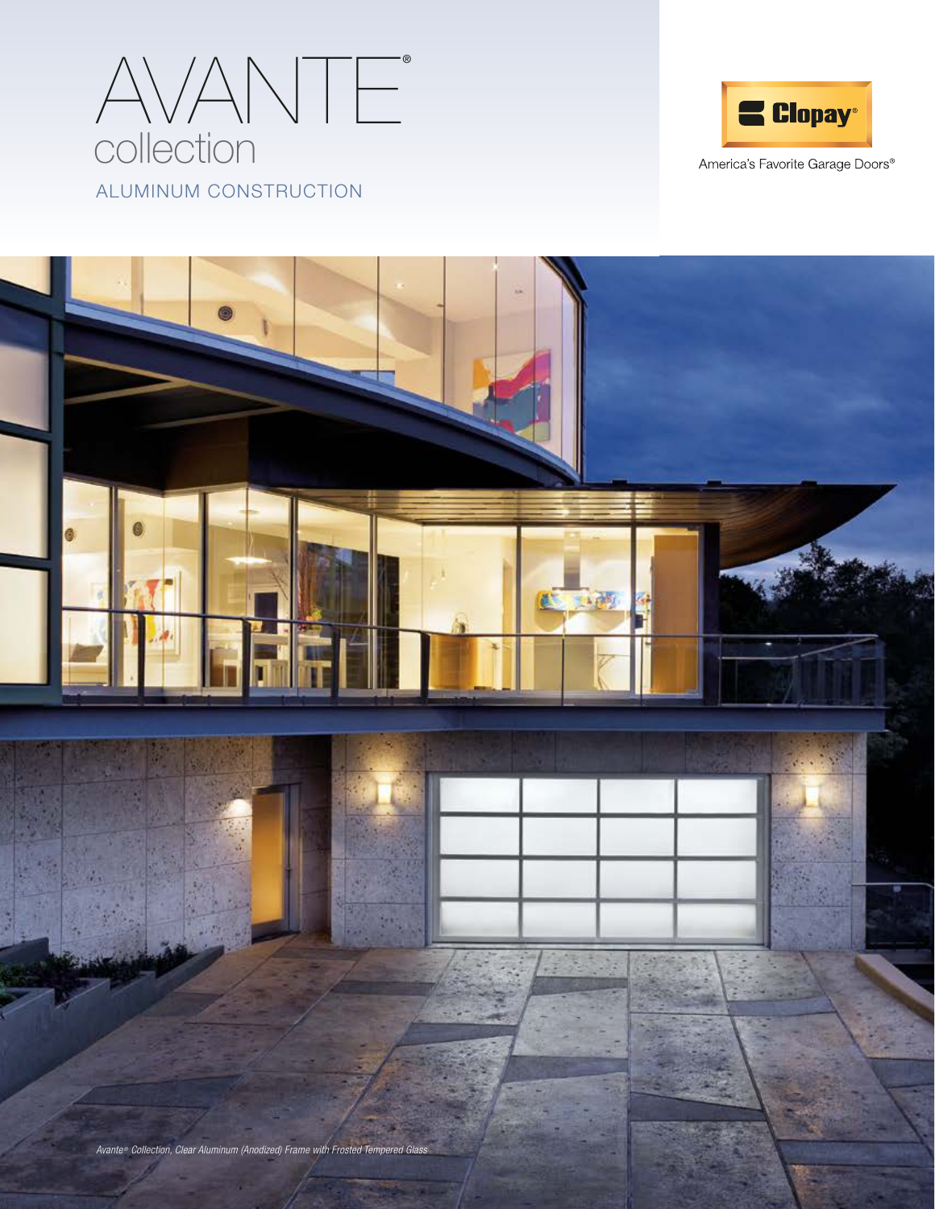# AVANTE®

## collection

ALUMINUM CONSTRUCTION

Clopay®

America's Favorite Garage Doors®

*Avante® Collection, Clear Aluminum (Anodized) Frame with Frosted Tempered Glass*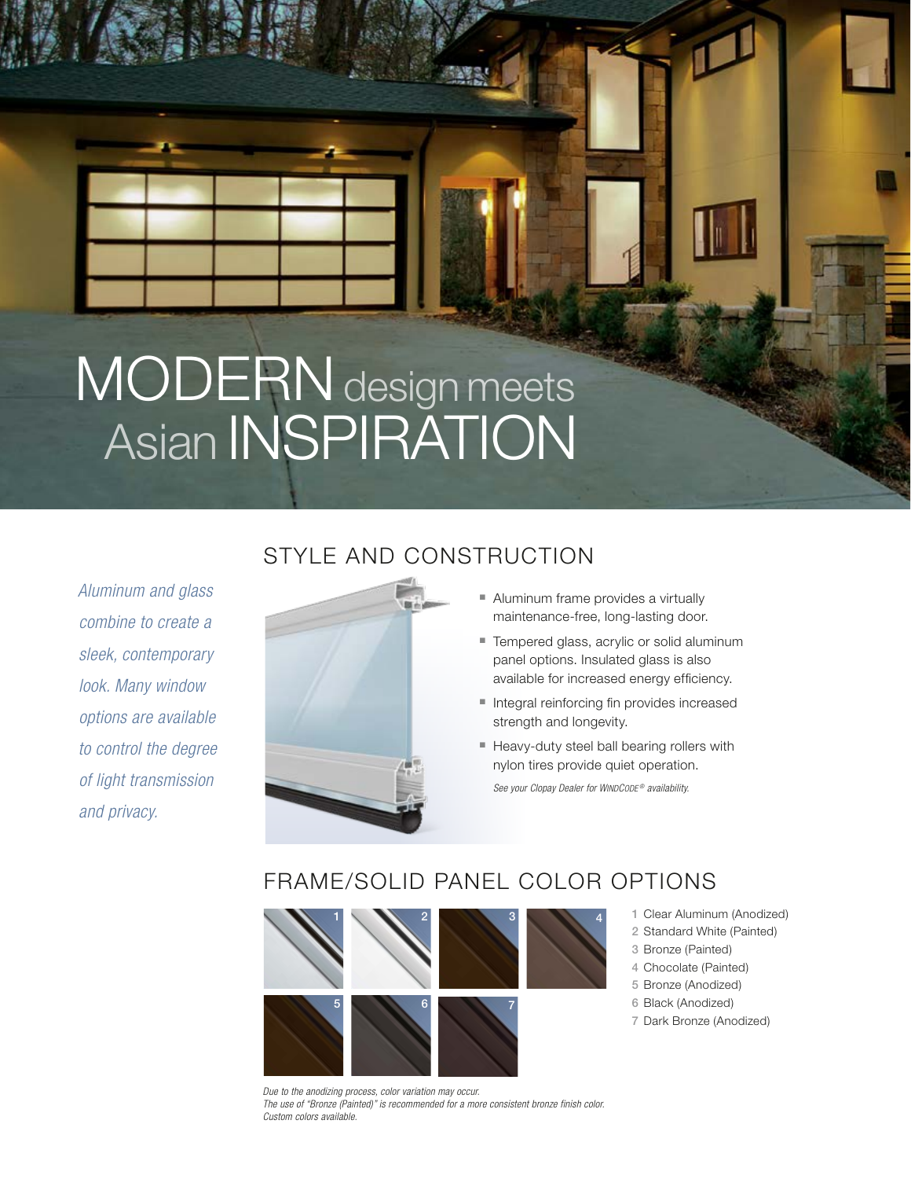# MODERN design meets Asian INSPIRATION

*Aluminum and glass combine to create a sleek, contemporary look. Many window options are available to control the degree of light transmission and privacy.*

## STYLE AND CONSTRUCTION

- Aluminum frame provides a virtually maintenance-free, long-lasting door.
- Tempered glass, acrylic or solid aluminum panel options. Insulated glass is also available for increased energy efficiency.
- Integral reinforcing fin provides increased strength and longevity.
- Heavy-duty steel ball bearing rollers with nylon tires provide quiet operation.

*See your Clopay Dealer for WINDCODE® availability.*

## FRAME/SOLID PANEL COLOR OPTIONS

1 Clear Aluminum (Anodized)
2 Standard White (Painted)
3 Bronze (Painted)
4 Chocolate (Painted)
5 Bronze (Anodized)
6 Black (Anodized)
7 Dark Bronze (Anodized)

*Due to the anodizing process, color variation may occur.*
*The use of "Bronze (Painted)" is recommended for a more consistent bronze finish color.*
*Custom colors available.*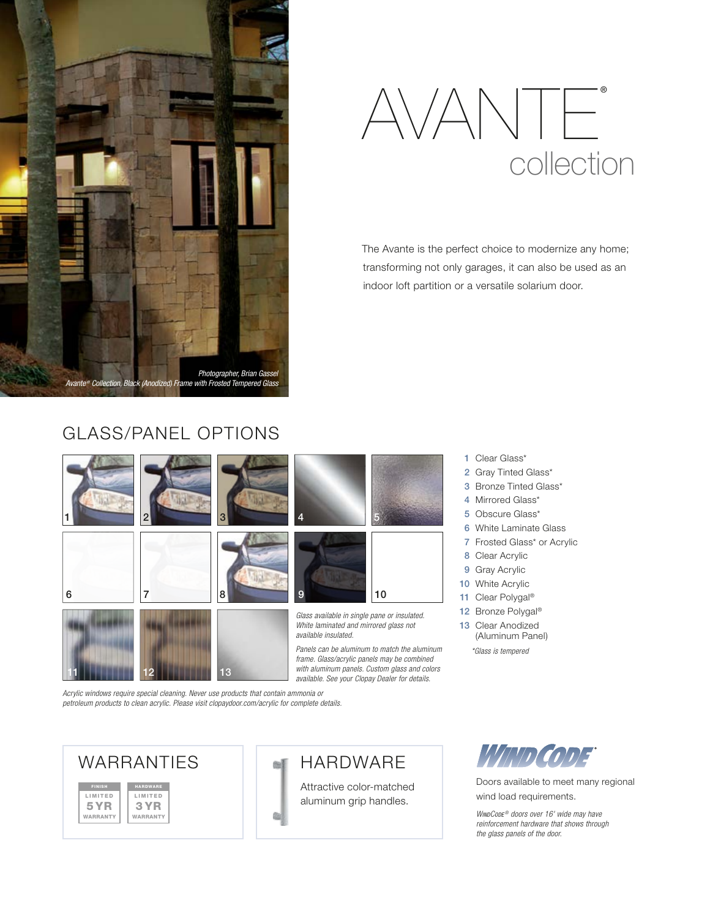# AVANTE® collection

The Avante is the perfect choice to modernize any home; transforming not only garages, it can also be used as an indoor loft partition or a versatile solarium door.

*Photographer, Brian Gassel*
*Avante® Collection, Black (Anodized) Frame with Frosted Tempered Glass*

## GLASS/PANEL OPTIONS

1 Clear Glass*
2 Gray Tinted Glass*
3 Bronze Tinted Glass*
4 Mirrored Glass*
5 Obscure Glass*
6 White Laminate Glass
7 Frosted Glass* or Acrylic
8 Clear Acrylic
9 Gray Acrylic
10 White Acrylic
11 Clear Polygal®
12 Bronze Polygal®
13 Clear Anodized (Aluminum Panel)

*Glass is tempered

*Glass available in single pane or insulated. White laminated and mirrored glass not available insulated.*

*Panels can be aluminum to match the aluminum frame. Glass/acrylic panels may be combined with aluminum panels. Custom glass and colors available. See your Clopay Dealer for details.*

*Acrylic windows require special cleaning. Never use products that contain ammonia or petroleum products to clean acrylic. Please visit clopaydoor.com/acrylic for complete details.*

## WARRANTIES

FINISH — LIMITED 5 YR WARRANTY

HARDWARE — LIMITED 3 YR WARRANTY

## HARDWARE

Attractive color-matched aluminum grip handles.

## WINDCODE®

Doors available to meet many regional wind load requirements.

*WindCode® doors over 16' wide may have reinforcement hardware that shows through the glass panels of the door.*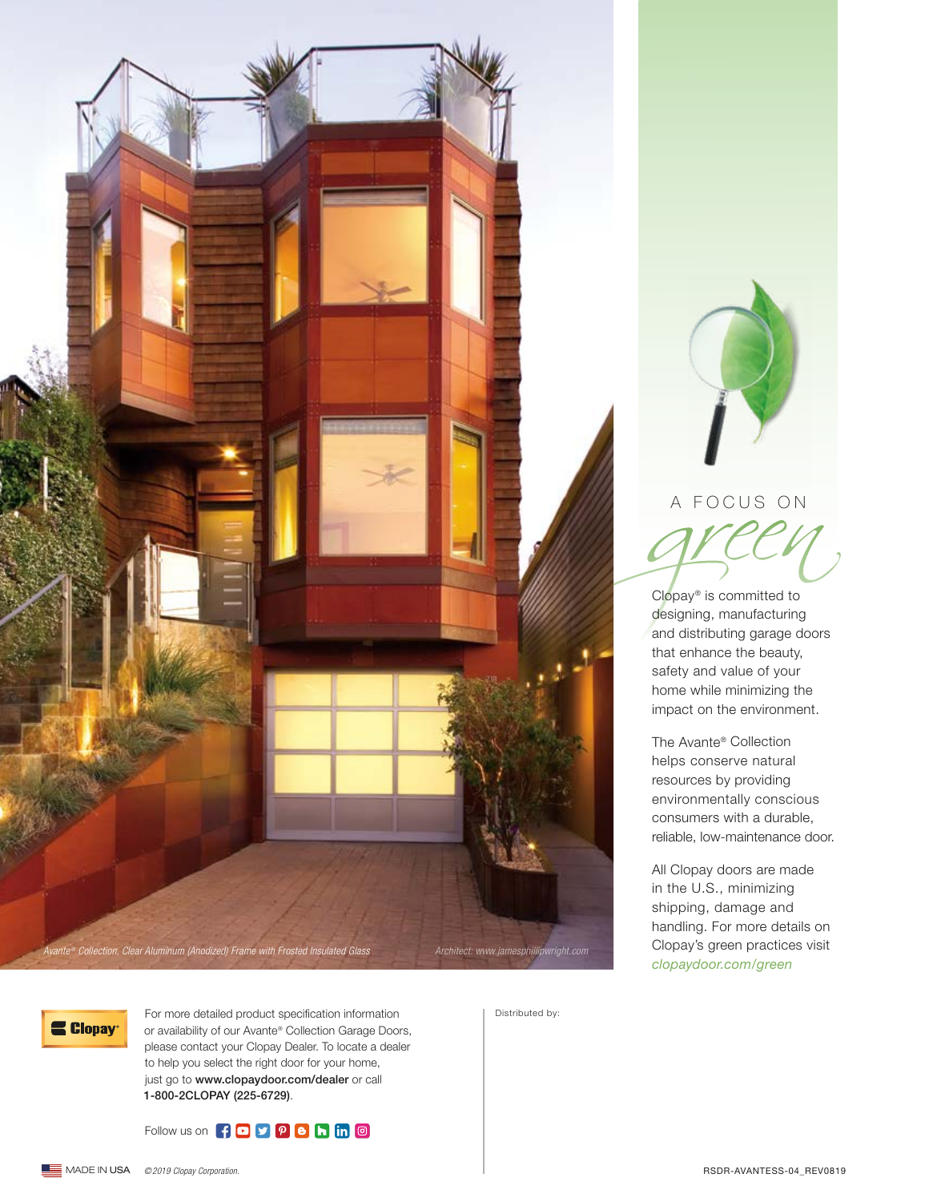Avante® Collection, Clear Aluminum (Anodized) Frame with Frosted Insulated Glass

Architect: www.jamesphillipwright.com

## A FOCUS ON *green*

Clopay® is committed to designing, manufacturing and distributing garage doors that enhance the beauty, safety and value of your home while minimizing the impact on the environment.

The Avante® Collection helps conserve natural resources by providing environmentally conscious consumers with a durable, reliable, low-maintenance door.

All Clopay doors are made in the U.S., minimizing shipping, damage and handling. For more details on Clopay's green practices visit *clopaydoor.com/green*

Clopay®

For more detailed product specification information or availability of our Avante® Collection Garage Doors, please contact your Clopay Dealer. To locate a dealer to help you select the right door for your home, just go to **www.clopaydoor.com/dealer** or call **1-800-2CLOPAY (225-6729)**.

Follow us on

Distributed by:

MADE IN USA

*©2019 Clopay Corporation.*

RSDR-AVANTESS-04_REV0819